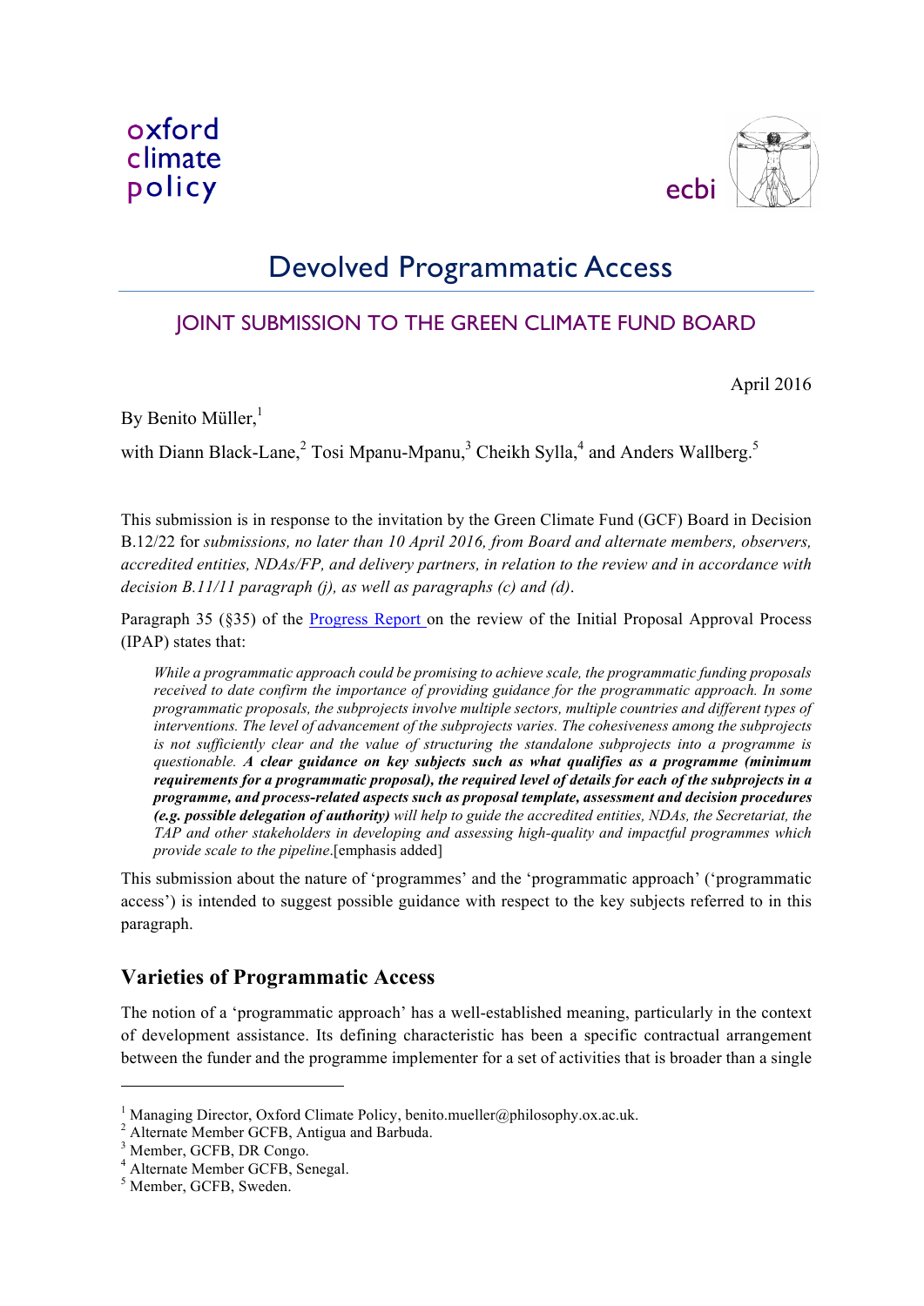oxford
climate
policy

ecbi

# Devolved Programmatic Access

## JOINT SUBMISSION TO THE GREEN CLIMATE FUND BOARD

April 2016

By Benito Müller,[1]

with Diann Black-Lane,[2] Tosi Mpanu-Mpanu,[3] Cheikh Sylla,[4] and Anders Wallberg.[5]

This submission is in response to the invitation by the Green Climate Fund (GCF) Board in Decision B.12/22 for *submissions, no later than 10 April 2016, from Board and alternate members, observers, accredited entities, NDAs/FP, and delivery partners, in relation to the review and in accordance with decision B.11/11 paragraph (j), as well as paragraphs (c) and (d)*.

Paragraph 35 (§35) of the Progress Report on the review of the Initial Proposal Approval Process (IPAP) states that:

> *While a programmatic approach could be promising to achieve scale, the programmatic funding proposals received to date confirm the importance of providing guidance for the programmatic approach. In some programmatic proposals, the subprojects involve multiple sectors, multiple countries and different types of interventions. The level of advancement of the subprojects varies. The cohesiveness among the subprojects is not sufficiently clear and the value of structuring the standalone subprojects into a programme is questionable.* ***A clear guidance on key subjects such as what qualifies as a programme (minimum requirements for a programmatic proposal), the required level of details for each of the subprojects in a programme, and process-related aspects such as proposal template, assessment and decision procedures (e.g. possible delegation of authority)*** *will help to guide the accredited entities, NDAs, the Secretariat, the TAP and other stakeholders in developing and assessing high-quality and impactful programmes which provide scale to the pipeline.*[emphasis added]

This submission about the nature of 'programmes' and the 'programmatic approach' ('programmatic access') is intended to suggest possible guidance with respect to the key subjects referred to in this paragraph.

## Varieties of Programmatic Access

The notion of a 'programmatic approach' has a well-established meaning, particularly in the context of development assistance. Its defining characteristic has been a specific contractual arrangement between the funder and the programme implementer for a set of activities that is broader than a single

---

[1] Managing Director, Oxford Climate Policy, benito.mueller@philosophy.ox.ac.uk.

[2] Alternate Member GCFB, Antigua and Barbuda.

[3] Member, GCFB, DR Congo.

[4] Alternate Member GCFB, Senegal.

[5] Member, GCFB, Sweden.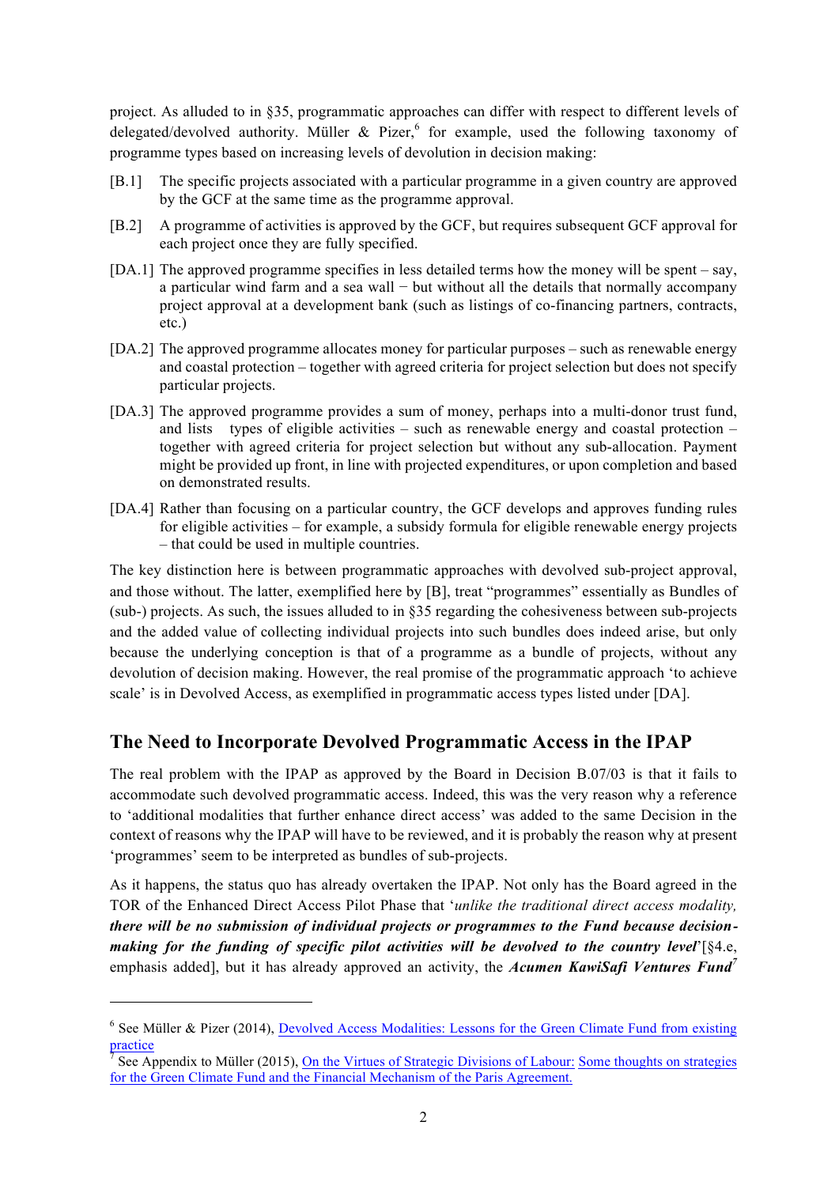project. As alluded to in §35, programmatic approaches can differ with respect to different levels of delegated/devolved authority. Müller & Pizer,[6] for example, used the following taxonomy of programme types based on increasing levels of devolution in decision making:

[B.1] The specific projects associated with a particular programme in a given country are approved by the GCF at the same time as the programme approval.

[B.2] A programme of activities is approved by the GCF, but requires subsequent GCF approval for each project once they are fully specified.

[DA.1] The approved programme specifies in less detailed terms how the money will be spent – say, a particular wind farm and a sea wall − but without all the details that normally accompany project approval at a development bank (such as listings of co-financing partners, contracts, etc.)

[DA.2] The approved programme allocates money for particular purposes – such as renewable energy and coastal protection – together with agreed criteria for project selection but does not specify particular projects.

[DA.3] The approved programme provides a sum of money, perhaps into a multi-donor trust fund, and lists types of eligible activities – such as renewable energy and coastal protection – together with agreed criteria for project selection but without any sub-allocation. Payment might be provided up front, in line with projected expenditures, or upon completion and based on demonstrated results.

[DA.4] Rather than focusing on a particular country, the GCF develops and approves funding rules for eligible activities – for example, a subsidy formula for eligible renewable energy projects – that could be used in multiple countries.

The key distinction here is between programmatic approaches with devolved sub-project approval, and those without. The latter, exemplified here by [B], treat "programmes" essentially as Bundles of (sub-) projects. As such, the issues alluded to in §35 regarding the cohesiveness between sub-projects and the added value of collecting individual projects into such bundles does indeed arise, but only because the underlying conception is that of a programme as a bundle of projects, without any devolution of decision making. However, the real promise of the programmatic approach 'to achieve scale' is in Devolved Access, as exemplified in programmatic access types listed under [DA].

## The Need to Incorporate Devolved Programmatic Access in the IPAP

The real problem with the IPAP as approved by the Board in Decision B.07/03 is that it fails to accommodate such devolved programmatic access. Indeed, this was the very reason why a reference to 'additional modalities that further enhance direct access' was added to the same Decision in the context of reasons why the IPAP will have to be reviewed, and it is probably the reason why at present 'programmes' seem to be interpreted as bundles of sub-projects.

As it happens, the status quo has already overtaken the IPAP. Not only has the Board agreed in the TOR of the Enhanced Direct Access Pilot Phase that '*unlike the traditional direct access modality, **there will be no submission of individual projects or programmes to the Fund because decision-making for the funding of specific pilot activities will be devolved to the country level***'[§4.e, emphasis added], but it has already approved an activity, the ***Acumen KawiSafi Ventures Fund***[7]

[6] See Müller & Pizer (2014), Devolved Access Modalities: Lessons for the Green Climate Fund from existing practice

[7] See Appendix to Müller (2015), On the Virtues of Strategic Divisions of Labour: Some thoughts on strategies for the Green Climate Fund and the Financial Mechanism of the Paris Agreement.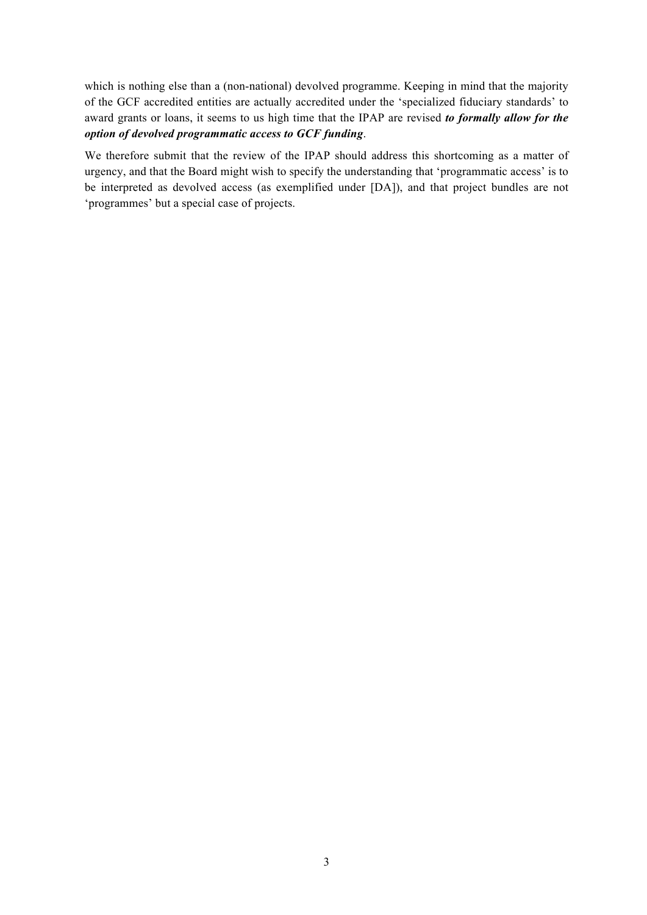which is nothing else than a (non-national) devolved programme. Keeping in mind that the majority of the GCF accredited entities are actually accredited under the 'specialized fiduciary standards' to award grants or loans, it seems to us high time that the IPAP are revised ***to formally allow for the option of devolved programmatic access to GCF funding***.

We therefore submit that the review of the IPAP should address this shortcoming as a matter of urgency, and that the Board might wish to specify the understanding that 'programmatic access' is to be interpreted as devolved access (as exemplified under [DA]), and that project bundles are not 'programmes' but a special case of projects.